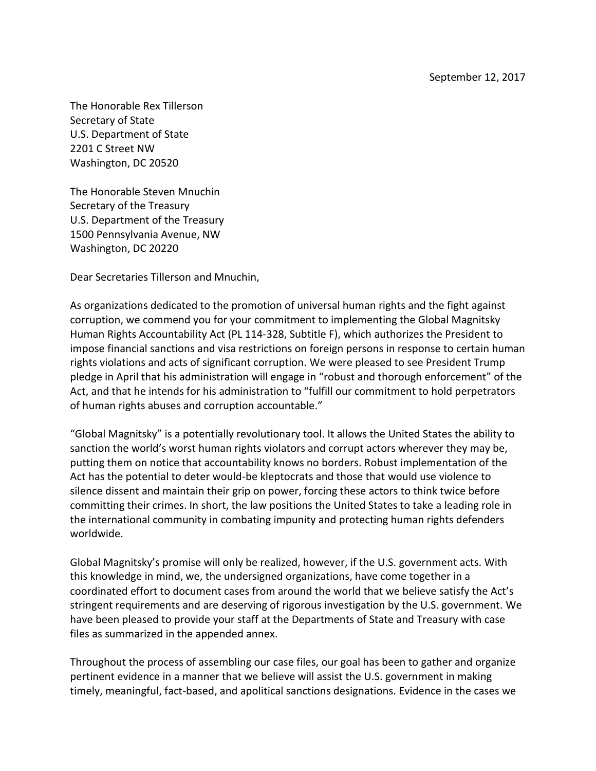September 12, 2017

The Honorable Rex Tillerson
Secretary of State
U.S. Department of State
2201 C Street NW
Washington, DC 20520

The Honorable Steven Mnuchin
Secretary of the Treasury
U.S. Department of the Treasury
1500 Pennsylvania Avenue, NW
Washington, DC 20220

Dear Secretaries Tillerson and Mnuchin,

As organizations dedicated to the promotion of universal human rights and the fight against corruption, we commend you for your commitment to implementing the Global Magnitsky Human Rights Accountability Act (PL 114-328, Subtitle F), which authorizes the President to impose financial sanctions and visa restrictions on foreign persons in response to certain human rights violations and acts of significant corruption. We were pleased to see President Trump pledge in April that his administration will engage in "robust and thorough enforcement" of the Act, and that he intends for his administration to "fulfill our commitment to hold perpetrators of human rights abuses and corruption accountable."

"Global Magnitsky" is a potentially revolutionary tool. It allows the United States the ability to sanction the world's worst human rights violators and corrupt actors wherever they may be, putting them on notice that accountability knows no borders. Robust implementation of the Act has the potential to deter would-be kleptocrats and those that would use violence to silence dissent and maintain their grip on power, forcing these actors to think twice before committing their crimes. In short, the law positions the United States to take a leading role in the international community in combating impunity and protecting human rights defenders worldwide.

Global Magnitsky's promise will only be realized, however, if the U.S. government acts. With this knowledge in mind, we, the undersigned organizations, have come together in a coordinated effort to document cases from around the world that we believe satisfy the Act's stringent requirements and are deserving of rigorous investigation by the U.S. government. We have been pleased to provide your staff at the Departments of State and Treasury with case files as summarized in the appended annex.

Throughout the process of assembling our case files, our goal has been to gather and organize pertinent evidence in a manner that we believe will assist the U.S. government in making timely, meaningful, fact-based, and apolitical sanctions designations. Evidence in the cases we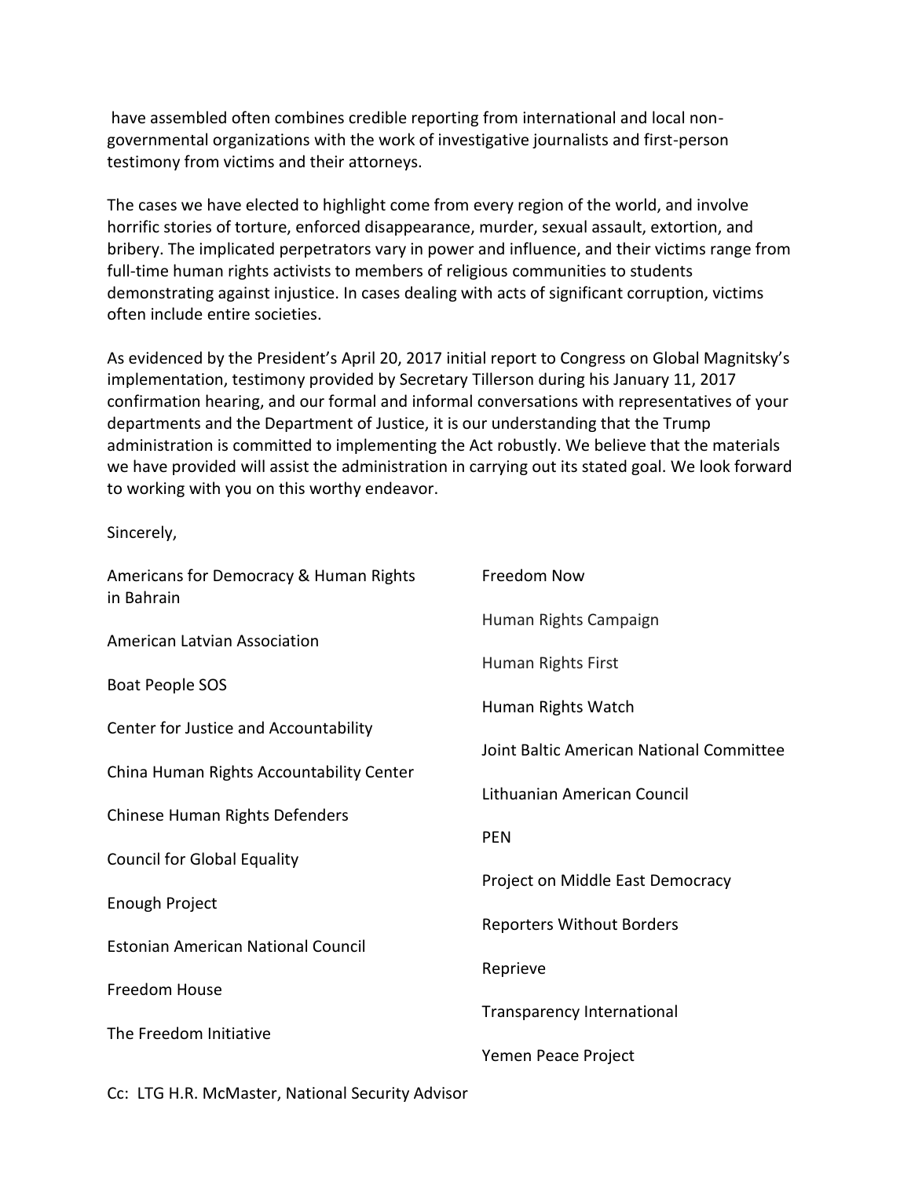have assembled often combines credible reporting from international and local non-governmental organizations with the work of investigative journalists and first-person testimony from victims and their attorneys.

The cases we have elected to highlight come from every region of the world, and involve horrific stories of torture, enforced disappearance, murder, sexual assault, extortion, and bribery. The implicated perpetrators vary in power and influence, and their victims range from full-time human rights activists to members of religious communities to students demonstrating against injustice. In cases dealing with acts of significant corruption, victims often include entire societies.

As evidenced by the President's April 20, 2017 initial report to Congress on Global Magnitsky's implementation, testimony provided by Secretary Tillerson during his January 11, 2017 confirmation hearing, and our formal and informal conversations with representatives of your departments and the Department of Justice, it is our understanding that the Trump administration is committed to implementing the Act robustly. We believe that the materials we have provided will assist the administration in carrying out its stated goal. We look forward to working with you on this worthy endeavor.

Sincerely,

Americans for Democracy & Human Rights in Bahrain

American Latvian Association

Boat People SOS

Center for Justice and Accountability

China Human Rights Accountability Center

Chinese Human Rights Defenders

Council for Global Equality

Enough Project

Estonian American National Council

Freedom House

The Freedom Initiative

Freedom Now

Human Rights Campaign

Human Rights First

Human Rights Watch

Joint Baltic American National Committee

Lithuanian American Council

PEN

Project on Middle East Democracy

Reporters Without Borders

Reprieve

Transparency International

Yemen Peace Project

Cc: LTG H.R. McMaster, National Security Advisor